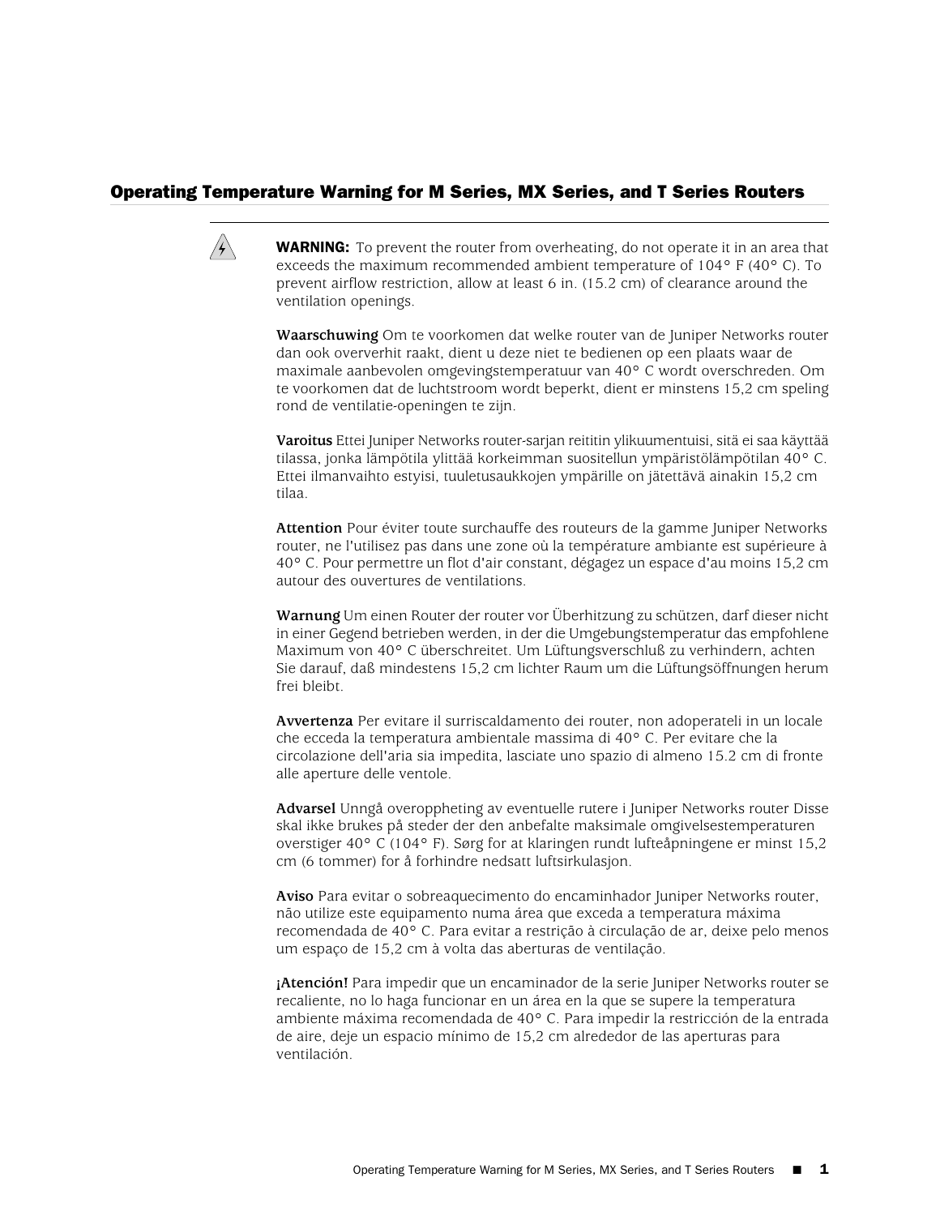## Operating Temperature Warning for M Series, MX Series, and T Series Routers

**WARNING:** To prevent the router from overheating, do not operate it in an area that exceeds the maximum recommended ambient temperature of 104° F (40° C). To prevent airflow restriction, allow at least 6 in. (15.2 cm) of clearance around the ventilation openings.

**Waarschuwing** Om te voorkomen dat welke router van de Juniper Networks router dan ook oververhit raakt, dient u deze niet te bedienen op een plaats waar de maximale aanbevolen omgevingstemperatuur van 40° C wordt overschreden. Om te voorkomen dat de luchtstroom wordt beperkt, dient er minstens 15,2 cm speling rond de ventilatie-openingen te zijn.

**Varoitus** Ettei Juniper Networks router-sarjan reititin ylikuumentuisi, sitä ei saa käyttää tilassa, jonka lämpötila ylittää korkeimman suositellun ympäristölämpötilan 40° C. Ettei ilmanvaihto estyisi, tuuletusaukkojen ympärille on jätettävä ainakin 15,2 cm tilaa.

**Attention** Pour éviter toute surchauffe des routeurs de la gamme Juniper Networks router, ne l'utilisez pas dans une zone où la température ambiante est supérieure à 40° C. Pour permettre un flot d'air constant, dégagez un espace d'au moins 15,2 cm autour des ouvertures de ventilations.

**Warnung** Um einen Router der router vor Überhitzung zu schützen, darf dieser nicht in einer Gegend betrieben werden, in der die Umgebungstemperatur das empfohlene Maximum von 40° C überschreitet. Um Lüftungsverschluß zu verhindern, achten Sie darauf, daß mindestens 15,2 cm lichter Raum um die Lüftungsöffnungen herum frei bleibt.

**Avvertenza** Per evitare il surriscaldamento dei router, non adoperateli in un locale che ecceda la temperatura ambientale massima di 40° C. Per evitare che la circolazione dell'aria sia impedita, lasciate uno spazio di almeno 15.2 cm di fronte alle aperture delle ventole.

**Advarsel** Unngå overoppheting av eventuelle rutere i Juniper Networks router Disse skal ikke brukes på steder der den anbefalte maksimale omgivelsestemperaturen overstiger 40° C (104° F). Sørg for at klaringen rundt lufteåpningene er minst 15,2 cm (6 tommer) for å forhindre nedsatt luftsirkulasjon.

**Aviso** Para evitar o sobreaquecimento do encaminhador Juniper Networks router, não utilize este equipamento numa área que exceda a temperatura máxima recomendada de 40° C. Para evitar a restrição à circulação de ar, deixe pelo menos um espaço de 15,2 cm à volta das aberturas de ventilação.

**¡Atención!** Para impedir que un encaminador de la serie Juniper Networks router se recaliente, no lo haga funcionar en un área en la que se supere la temperatura ambiente máxima recomendada de 40° C. Para impedir la restricción de la entrada de aire, deje un espacio mínimo de 15,2 cm alrededor de las aperturas para ventilación.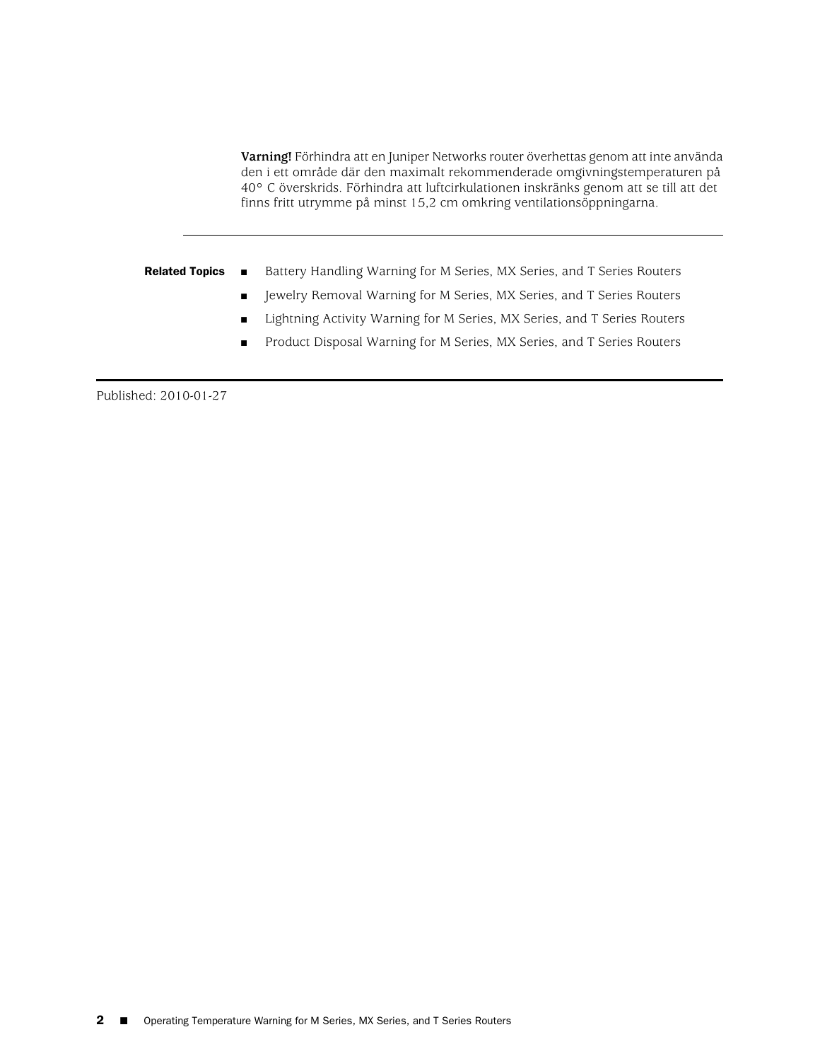**Varning!** Förhindra att en Juniper Networks router överhettas genom att inte använda den i ett område där den maximalt rekommenderade omgivningstemperaturen på 40° C överskrids. Förhindra att luftcirkulationen inskränks genom att se till att det finns fritt utrymme på minst 15,2 cm omkring ventilationsöppningarna.

---

**Related Topics**

- Battery Handling Warning for M Series, MX Series, and T Series Routers
- Jewelry Removal Warning for M Series, MX Series, and T Series Routers
- Lightning Activity Warning for M Series, MX Series, and T Series Routers
- Product Disposal Warning for M Series, MX Series, and T Series Routers

---

Published: 2010-01-27